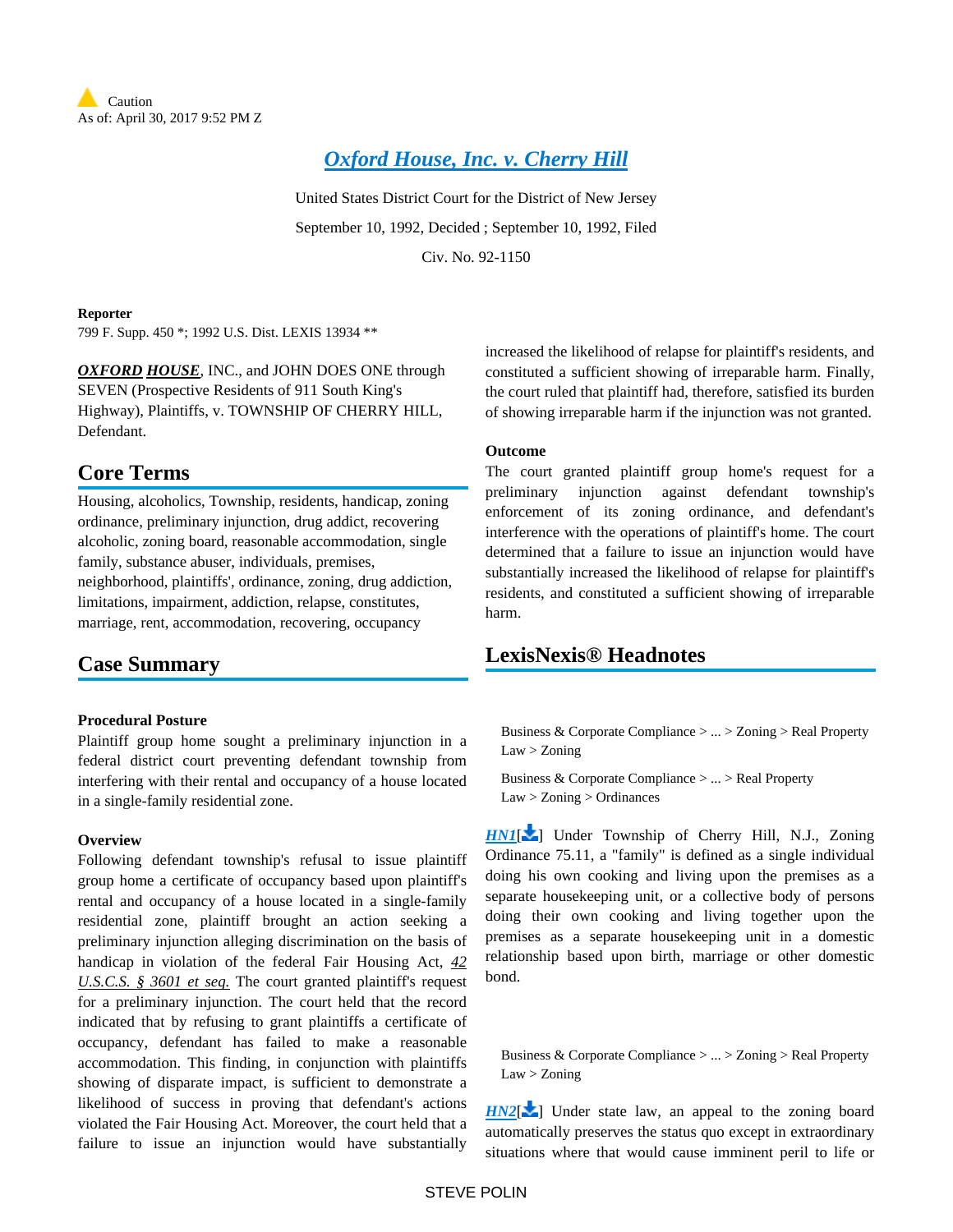Caution
As of: April 30, 2017 9:52 PM Z

# Oxford House, Inc. v. Cherry Hill

United States District Court for the District of New Jersey

September 10, 1992, Decided ; September 10, 1992, Filed

Civ. No. 92-1150

**Reporter**

799 F. Supp. 450 *; 1992 U.S. Dist. LEXIS 13934 **

***OXFORD HOUSE***, INC., and JOHN DOES ONE through SEVEN (Prospective Residents of 911 South King's Highway), Plaintiffs, v. TOWNSHIP OF CHERRY HILL, Defendant.

## Core Terms

Housing, alcoholics, Township, residents, handicap, zoning ordinance, preliminary injunction, drug addict, recovering alcoholic, zoning board, reasonable accommodation, single family, substance abuser, individuals, premises, neighborhood, plaintiffs', ordinance, zoning, drug addiction, limitations, impairment, addiction, relapse, constitutes, marriage, rent, accommodation, recovering, occupancy

## Case Summary

**Procedural Posture**

Plaintiff group home sought a preliminary injunction in a federal district court preventing defendant township from interfering with their rental and occupancy of a house located in a single-family residential zone.

**Overview**

Following defendant township's refusal to issue plaintiff group home a certificate of occupancy based upon plaintiff's rental and occupancy of a house located in a single-family residential zone, plaintiff brought an action seeking a preliminary injunction alleging discrimination on the basis of handicap in violation of the federal Fair Housing Act, *42 U.S.C.S. § 3601 et seq.* The court granted plaintiff's request for a preliminary injunction. The court held that the record indicated that by refusing to grant plaintiffs a certificate of occupancy, defendant has failed to make a reasonable accommodation. This finding, in conjunction with plaintiffs showing of disparate impact, is sufficient to demonstrate a likelihood of success in proving that defendant's actions violated the Fair Housing Act. Moreover, the court held that a failure to issue an injunction would have substantially increased the likelihood of relapse for plaintiff's residents, and constituted a sufficient showing of irreparable harm. Finally, the court ruled that plaintiff had, therefore, satisfied its burden of showing irreparable harm if the injunction was not granted.

**Outcome**

The court granted plaintiff group home's request for a preliminary injunction against defendant township's enforcement of its zoning ordinance, and defendant's interference with the operations of plaintiff's home. The court determined that a failure to issue an injunction would have substantially increased the likelihood of relapse for plaintiff's residents, and constituted a sufficient showing of irreparable harm.

## LexisNexis® Headnotes

Business & Corporate Compliance > ... > Zoning > Real Property Law > Zoning

Business & Corporate Compliance > ... > Real Property Law > Zoning > Ordinances

*HN1*[] Under Township of Cherry Hill, N.J., Zoning Ordinance 75.11, a "family" is defined as a single individual doing his own cooking and living upon the premises as a separate housekeeping unit, or a collective body of persons doing their own cooking and living together upon the premises as a separate housekeeping unit in a domestic relationship based upon birth, marriage or other domestic bond.

Business & Corporate Compliance > ... > Zoning > Real Property Law > Zoning

*HN2*[] Under state law, an appeal to the zoning board automatically preserves the status quo except in extraordinary situations where that would cause imminent peril to life or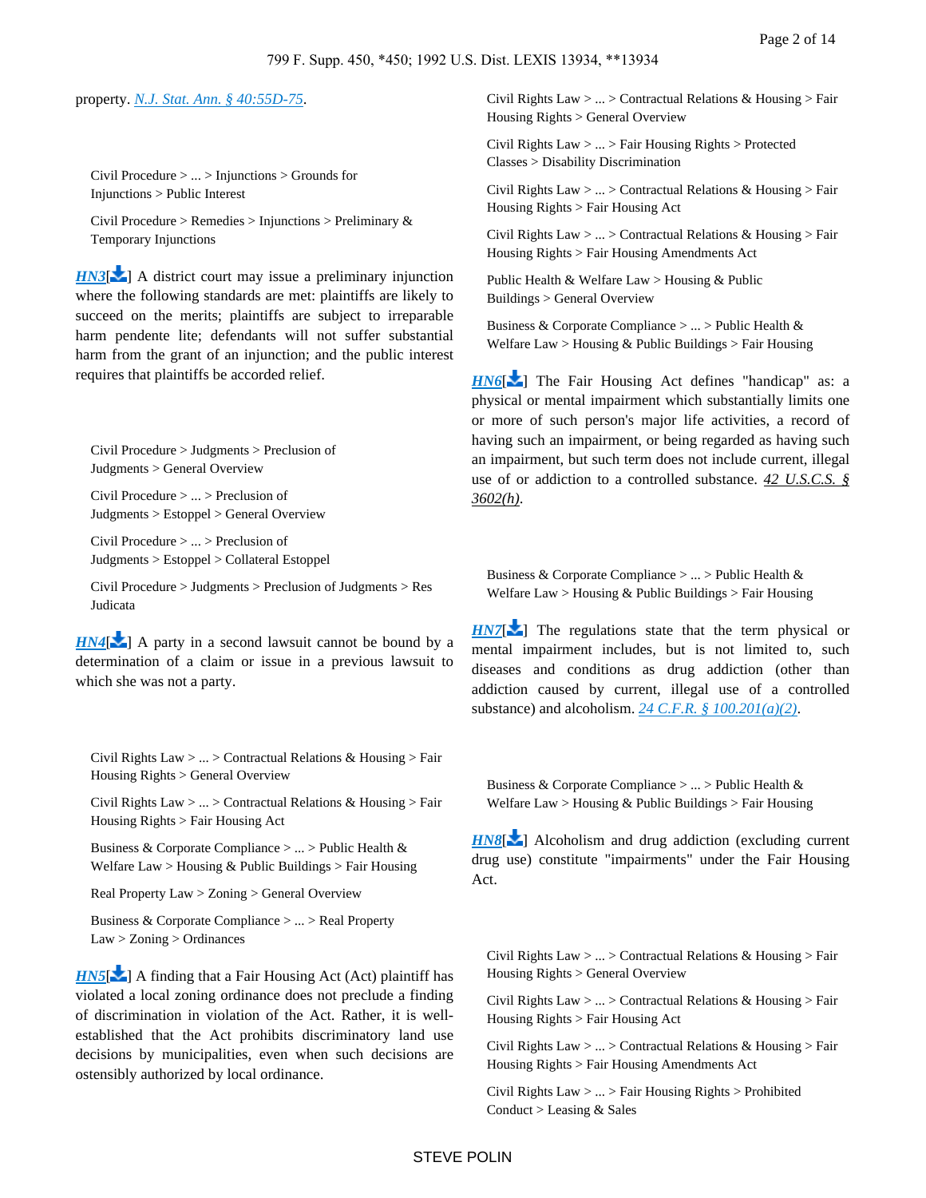property. *N.J. Stat. Ann. § 40:55D-75*.

Civil Procedure > ... > Injunctions > Grounds for Injunctions > Public Interest

Civil Procedure > Remedies > Injunctions > Preliminary & Temporary Injunctions

HN3[] A district court may issue a preliminary injunction where the following standards are met: plaintiffs are likely to succeed on the merits; plaintiffs are subject to irreparable harm pendente lite; defendants will not suffer substantial harm from the grant of an injunction; and the public interest requires that plaintiffs be accorded relief.

Civil Procedure > Judgments > Preclusion of Judgments > General Overview

Civil Procedure > ... > Preclusion of Judgments > Estoppel > General Overview

Civil Procedure > ... > Preclusion of Judgments > Estoppel > Collateral Estoppel

Civil Procedure > Judgments > Preclusion of Judgments > Res Judicata

HN4[] A party in a second lawsuit cannot be bound by a determination of a claim or issue in a previous lawsuit to which she was not a party.

Civil Rights Law > ... > Contractual Relations & Housing > Fair Housing Rights > General Overview

Civil Rights Law > ... > Contractual Relations & Housing > Fair Housing Rights > Fair Housing Act

Business & Corporate Compliance > ... > Public Health & Welfare Law > Housing & Public Buildings > Fair Housing

Real Property Law > Zoning > General Overview

Business & Corporate Compliance > ... > Real Property Law > Zoning > Ordinances

HN5[] A finding that a Fair Housing Act (Act) plaintiff has violated a local zoning ordinance does not preclude a finding of discrimination in violation of the Act. Rather, it is well-established that the Act prohibits discriminatory land use decisions by municipalities, even when such decisions are ostensibly authorized by local ordinance.

Civil Rights Law > ... > Contractual Relations & Housing > Fair Housing Rights > General Overview

Civil Rights Law > ... > Fair Housing Rights > Protected Classes > Disability Discrimination

Civil Rights Law > ... > Contractual Relations & Housing > Fair Housing Rights > Fair Housing Act

Civil Rights Law > ... > Contractual Relations & Housing > Fair Housing Rights > Fair Housing Amendments Act

Public Health & Welfare Law > Housing & Public Buildings > General Overview

Business & Corporate Compliance > ... > Public Health & Welfare Law > Housing & Public Buildings > Fair Housing

HN6[] The Fair Housing Act defines "handicap" as: a physical or mental impairment which substantially limits one or more of such person's major life activities, a record of having such an impairment, or being regarded as having such an impairment, but such term does not include current, illegal use of or addiction to a controlled substance. *42 U.S.C.S. § 3602(h)*.

Business & Corporate Compliance > ... > Public Health & Welfare Law > Housing & Public Buildings > Fair Housing

HN7[] The regulations state that the term physical or mental impairment includes, but is not limited to, such diseases and conditions as drug addiction (other than addiction caused by current, illegal use of a controlled substance) and alcoholism. *24 C.F.R. § 100.201(a)(2)*.

Business & Corporate Compliance > ... > Public Health & Welfare Law > Housing & Public Buildings > Fair Housing

HN8[] Alcoholism and drug addiction (excluding current drug use) constitute "impairments" under the Fair Housing Act.

Civil Rights Law > ... > Contractual Relations & Housing > Fair Housing Rights > General Overview

Civil Rights Law > ... > Contractual Relations & Housing > Fair Housing Rights > Fair Housing Act

Civil Rights Law > ... > Contractual Relations & Housing > Fair Housing Rights > Fair Housing Amendments Act

Civil Rights Law > ... > Fair Housing Rights > Prohibited Conduct > Leasing & Sales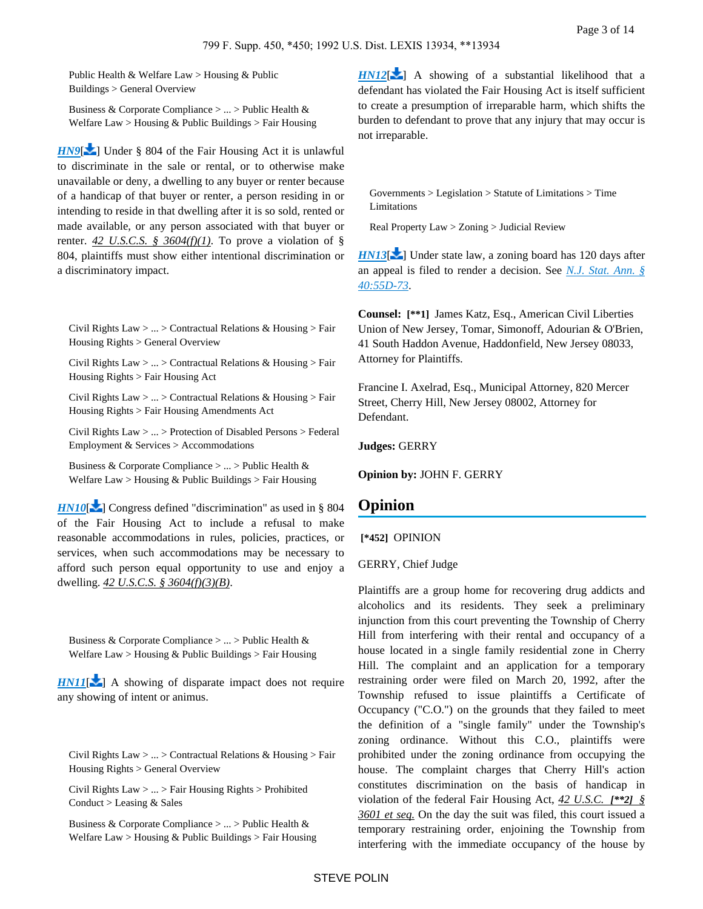Public Health & Welfare Law > Housing & Public Buildings > General Overview

Business & Corporate Compliance > ... > Public Health & Welfare Law > Housing & Public Buildings > Fair Housing

HN9[] Under § 804 of the Fair Housing Act it is unlawful to discriminate in the sale or rental, or to otherwise make unavailable or deny, a dwelling to any buyer or renter because of a handicap of that buyer or renter, a person residing in or intending to reside in that dwelling after it is so sold, rented or made available, or any person associated with that buyer or renter. 42 U.S.C.S. § 3604(f)(1). To prove a violation of § 804, plaintiffs must show either intentional discrimination or a discriminatory impact.

Civil Rights Law > ... > Contractual Relations & Housing > Fair Housing Rights > General Overview

Civil Rights Law > ... > Contractual Relations & Housing > Fair Housing Rights > Fair Housing Act

Civil Rights Law > ... > Contractual Relations & Housing > Fair Housing Rights > Fair Housing Amendments Act

Civil Rights Law > ... > Protection of Disabled Persons > Federal Employment & Services > Accommodations

Business & Corporate Compliance > ... > Public Health & Welfare Law > Housing & Public Buildings > Fair Housing

HN10[] Congress defined "discrimination" as used in § 804 of the Fair Housing Act to include a refusal to make reasonable accommodations in rules, policies, practices, or services, when such accommodations may be necessary to afford such person equal opportunity to use and enjoy a dwelling. 42 U.S.C.S. § 3604(f)(3)(B).

Business & Corporate Compliance > ... > Public Health & Welfare Law > Housing & Public Buildings > Fair Housing

HN11[] A showing of disparate impact does not require any showing of intent or animus.

Civil Rights Law > ... > Contractual Relations & Housing > Fair Housing Rights > General Overview

Civil Rights Law > ... > Fair Housing Rights > Prohibited Conduct > Leasing & Sales

Business & Corporate Compliance > ... > Public Health & Welfare Law > Housing & Public Buildings > Fair Housing

HN12[] A showing of a substantial likelihood that a defendant has violated the Fair Housing Act is itself sufficient to create a presumption of irreparable harm, which shifts the burden to defendant to prove that any injury that may occur is not irreparable.

Governments > Legislation > Statute of Limitations > Time Limitations

Real Property Law > Zoning > Judicial Review

HN13[] Under state law, a zoning board has 120 days after an appeal is filed to render a decision. See N.J. Stat. Ann. § 40:55D-73.

**Counsel:** [**1] James Katz, Esq., American Civil Liberties Union of New Jersey, Tomar, Simonoff, Adourian & O'Brien, 41 South Haddon Avenue, Haddonfield, New Jersey 08033, Attorney for Plaintiffs.

Francine I. Axelrad, Esq., Municipal Attorney, 820 Mercer Street, Cherry Hill, New Jersey 08002, Attorney for Defendant.

**Judges:** GERRY

**Opinion by:** JOHN F. GERRY

## Opinion

[*452] OPINION

GERRY, Chief Judge

Plaintiffs are a group home for recovering drug addicts and alcoholics and its residents. They seek a preliminary injunction from this court preventing the Township of Cherry Hill from interfering with their rental and occupancy of a house located in a single family residential zone in Cherry Hill. The complaint and an application for a temporary restraining order were filed on March 20, 1992, after the Township refused to issue plaintiffs a Certificate of Occupancy ("C.O.") on the grounds that they failed to meet the definition of a "single family" under the Township's zoning ordinance. Without this C.O., plaintiffs were prohibited under the zoning ordinance from occupying the house. The complaint charges that Cherry Hill's action constitutes discrimination on the basis of handicap in violation of the federal Fair Housing Act, 42 U.S.C. [**2] § 3601 et seq. On the day the suit was filed, this court issued a temporary restraining order, enjoining the Township from interfering with the immediate occupancy of the house by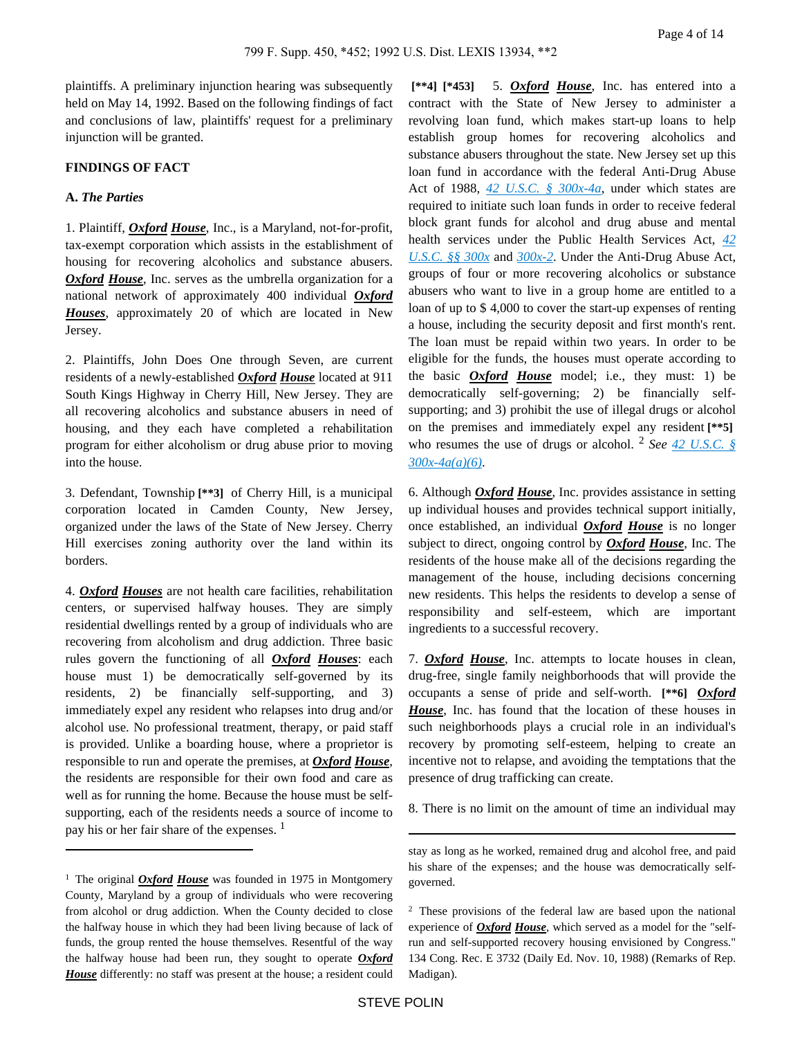plaintiffs. A preliminary injunction hearing was subsequently held on May 14, 1992. Based on the following findings of fact and conclusions of law, plaintiffs' request for a preliminary injunction will be granted.

**FINDINGS OF FACT**

**A.** ***The Parties***

1. Plaintiff, ***Oxford House***, Inc., is a Maryland, not-for-profit, tax-exempt corporation which assists in the establishment of housing for recovering alcoholics and substance abusers. ***Oxford House***, Inc. serves as the umbrella organization for a national network of approximately 400 individual ***Oxford Houses***, approximately 20 of which are located in New Jersey.

2. Plaintiffs, John Does One through Seven, are current residents of a newly-established ***Oxford House*** located at 911 South Kings Highway in Cherry Hill, New Jersey. They are all recovering alcoholics and substance abusers in need of housing, and they each have completed a rehabilitation program for either alcoholism or drug abuse prior to moving into the house.

3. Defendant, Township **[\*\*3]** of Cherry Hill, is a municipal corporation located in Camden County, New Jersey, organized under the laws of the State of New Jersey. Cherry Hill exercises zoning authority over the land within its borders.

4. ***Oxford Houses*** are not health care facilities, rehabilitation centers, or supervised halfway houses. They are simply residential dwellings rented by a group of individuals who are recovering from alcoholism and drug addiction. Three basic rules govern the functioning of all ***Oxford Houses***: each house must 1) be democratically self-governed by its residents, 2) be financially self-supporting, and 3) immediately expel any resident who relapses into drug and/or alcohol use. No professional treatment, therapy, or paid staff is provided. Unlike a boarding house, where a proprietor is responsible to run and operate the premises, at ***Oxford House***, the residents are responsible for their own food and care as well as for running the home. Because the house must be self-supporting, each of the residents needs a source of income to pay his or her fair share of the expenses. [1]

**[\*\*4] [\*453]** 5. ***Oxford House***, Inc. has entered into a contract with the State of New Jersey to administer a revolving loan fund, which makes start-up loans to help establish group homes for recovering alcoholics and substance abusers throughout the state. New Jersey set up this loan fund in accordance with the federal Anti-Drug Abuse Act of 1988, *42 U.S.C. § 300x-4a*, under which states are required to initiate such loan funds in order to receive federal block grant funds for alcohol and drug abuse and mental health services under the Public Health Services Act, *42 U.S.C. §§ 300x* and *300x-2*. Under the Anti-Drug Abuse Act, groups of four or more recovering alcoholics or substance abusers who want to live in a group home are entitled to a loan of up to $ 4,000 to cover the start-up expenses of renting a house, including the security deposit and first month's rent. The loan must be repaid within two years. In order to be eligible for the funds, the houses must operate according to the basic ***Oxford House*** model; i.e., they must: 1) be democratically self-governing; 2) be financially self-supporting; and 3) prohibit the use of illegal drugs or alcohol on the premises and immediately expel any resident **[\*\*5]** who resumes the use of drugs or alcohol. [2] *See 42 U.S.C. § 300x-4a(a)(6)*.

6. Although ***Oxford House***, Inc. provides assistance in setting up individual houses and provides technical support initially, once established, an individual ***Oxford House*** is no longer subject to direct, ongoing control by ***Oxford House***, Inc. The residents of the house make all of the decisions regarding the management of the house, including decisions concerning new residents. This helps the residents to develop a sense of responsibility and self-esteem, which are important ingredients to a successful recovery.

7. ***Oxford House***, Inc. attempts to locate houses in clean, drug-free, single family neighborhoods that will provide the occupants a sense of pride and self-worth. **[\*\*6]** ***Oxford House***, Inc. has found that the location of these houses in such neighborhoods plays a crucial role in an individual's recovery by promoting self-esteem, helping to create an incentive not to relapse, and avoiding the temptations that the presence of drug trafficking can create.

8. There is no limit on the amount of time an individual may

---

[1] The original ***Oxford House*** was founded in 1975 in Montgomery County, Maryland by a group of individuals who were recovering from alcohol or drug addiction. When the County decided to close the halfway house in which they had been living because of lack of funds, the group rented the house themselves. Resentful of the way the halfway house had been run, they sought to operate ***Oxford House*** differently: no staff was present at the house; a resident could stay as long as he worked, remained drug and alcohol free, and paid his share of the expenses; and the house was democratically self-governed.

[2] These provisions of the federal law are based upon the national experience of ***Oxford House***, which served as a model for the "self-run and self-supported recovery housing envisioned by Congress." 134 Cong. Rec. E 3732 (Daily Ed. Nov. 10, 1988) (Remarks of Rep. Madigan).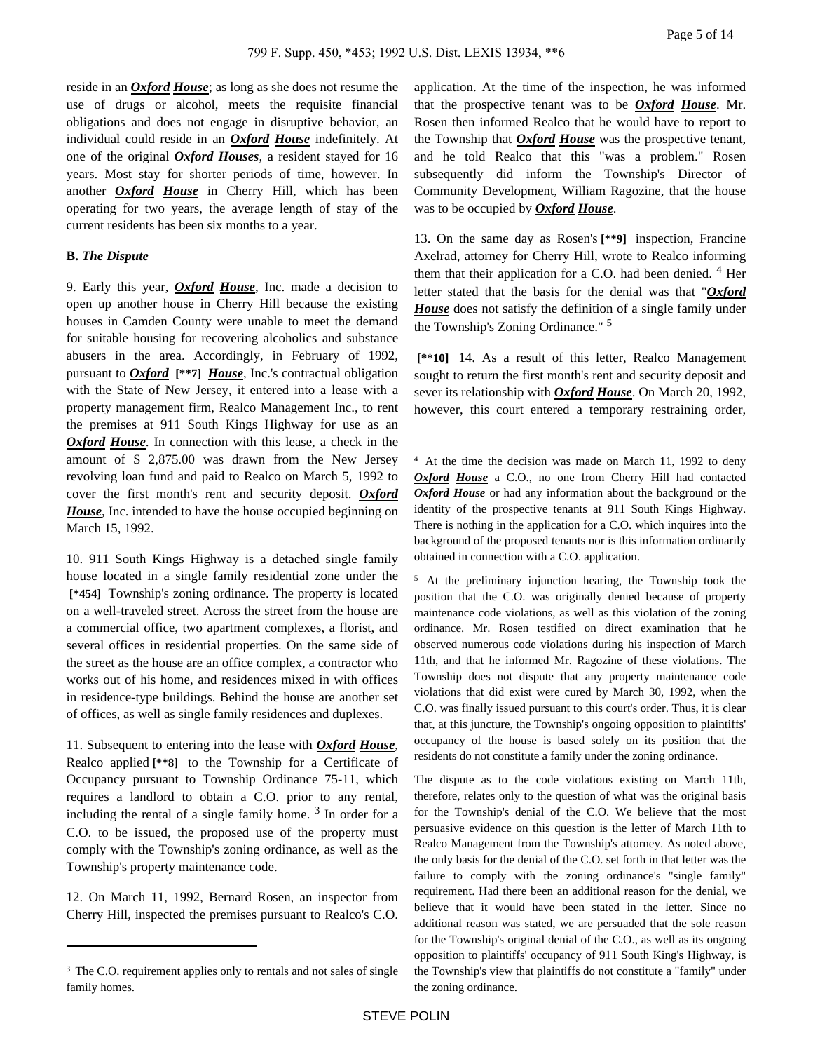reside in an ***Oxford House***; as long as she does not resume the use of drugs or alcohol, meets the requisite financial obligations and does not engage in disruptive behavior, an individual could reside in an ***Oxford House*** indefinitely. At one of the original ***Oxford Houses***, a resident stayed for 16 years. Most stay for shorter periods of time, however. In another ***Oxford House*** in Cherry Hill, which has been operating for two years, the average length of stay of the current residents has been six months to a year.

**B.** ***The Dispute***

9. Early this year, ***Oxford House***, Inc. made a decision to open up another house in Cherry Hill because the existing houses in Camden County were unable to meet the demand for suitable housing for recovering alcoholics and substance abusers in the area. Accordingly, in February of 1992, pursuant to ***Oxford*** **[\*\*7]** ***House***, Inc.'s contractual obligation with the State of New Jersey, it entered into a lease with a property management firm, Realco Management Inc., to rent the premises at 911 South Kings Highway for use as an ***Oxford House***. In connection with this lease, a check in the amount of $ 2,875.00 was drawn from the New Jersey revolving loan fund and paid to Realco on March 5, 1992 to cover the first month's rent and security deposit. ***Oxford House***, Inc. intended to have the house occupied beginning on March 15, 1992.

10. 911 South Kings Highway is a detached single family house located in a single family residential zone under the **[\*454]** Township's zoning ordinance. The property is located on a well-traveled street. Across the street from the house are a commercial office, two apartment complexes, a florist, and several offices in residential properties. On the same side of the street as the house are an office complex, a contractor who works out of his home, and residences mixed in with offices in residence-type buildings. Behind the house are another set of offices, as well as single family residences and duplexes.

11. Subsequent to entering into the lease with ***Oxford House***, Realco applied **[\*\*8]** to the Township for a Certificate of Occupancy pursuant to Township Ordinance 75-11, which requires a landlord to obtain a C.O. prior to any rental, including the rental of a single family home. [3] In order for a C.O. to be issued, the proposed use of the property must comply with the Township's zoning ordinance, as well as the Township's property maintenance code.

12. On March 11, 1992, Bernard Rosen, an inspector from Cherry Hill, inspected the premises pursuant to Realco's C.O. application. At the time of the inspection, he was informed that the prospective tenant was to be ***Oxford House***. Mr. Rosen then informed Realco that he would have to report to the Township that ***Oxford House*** was the prospective tenant, and he told Realco that this "was a problem." Rosen subsequently did inform the Township's Director of Community Development, William Ragozine, that the house was to be occupied by ***Oxford House***.

13. On the same day as Rosen's **[\*\*9]** inspection, Francine Axelrad, attorney for Cherry Hill, wrote to Realco informing them that their application for a C.O. had been denied. [4] Her letter stated that the basis for the denial was that "***Oxford House*** does not satisfy the definition of a single family under the Township's Zoning Ordinance." [5]

**[\*\*10]** 14. As a result of this letter, Realco Management sought to return the first month's rent and security deposit and sever its relationship with ***Oxford House***. On March 20, 1992, however, this court entered a temporary restraining order,

---

[3] The C.O. requirement applies only to rentals and not sales of single family homes.

[4] At the time the decision was made on March 11, 1992 to deny ***Oxford House*** a C.O., no one from Cherry Hill had contacted ***Oxford House*** or had any information about the background or the identity of the prospective tenants at 911 South Kings Highway. There is nothing in the application for a C.O. which inquires into the background of the proposed tenants nor is this information ordinarily obtained in connection with a C.O. application.

[5] At the preliminary injunction hearing, the Township took the position that the C.O. was originally denied because of property maintenance code violations, as well as this violation of the zoning ordinance. Mr. Rosen testified on direct examination that he observed numerous code violations during his inspection of March 11th, and that he informed Mr. Ragozine of these violations. The Township does not dispute that any property maintenance code violations that did exist were cured by March 30, 1992, when the C.O. was finally issued pursuant to this court's order. Thus, it is clear that, at this juncture, the Township's ongoing opposition to plaintiffs' occupancy of the house is based solely on its position that the residents do not constitute a family under the zoning ordinance.

The dispute as to the code violations existing on March 11th, therefore, relates only to the question of what was the original basis for the Township's denial of the C.O. We believe that the most persuasive evidence on this question is the letter of March 11th to Realco Management from the Township's attorney. As noted above, the only basis for the denial of the C.O. set forth in that letter was the failure to comply with the zoning ordinance's "single family" requirement. Had there been an additional reason for the denial, we believe that it would have been stated in the letter. Since no additional reason was stated, we are persuaded that the sole reason for the Township's original denial of the C.O., as well as its ongoing opposition to plaintiffs' occupancy of 911 South King's Highway, is the Township's view that plaintiffs do not constitute a "family" under the zoning ordinance.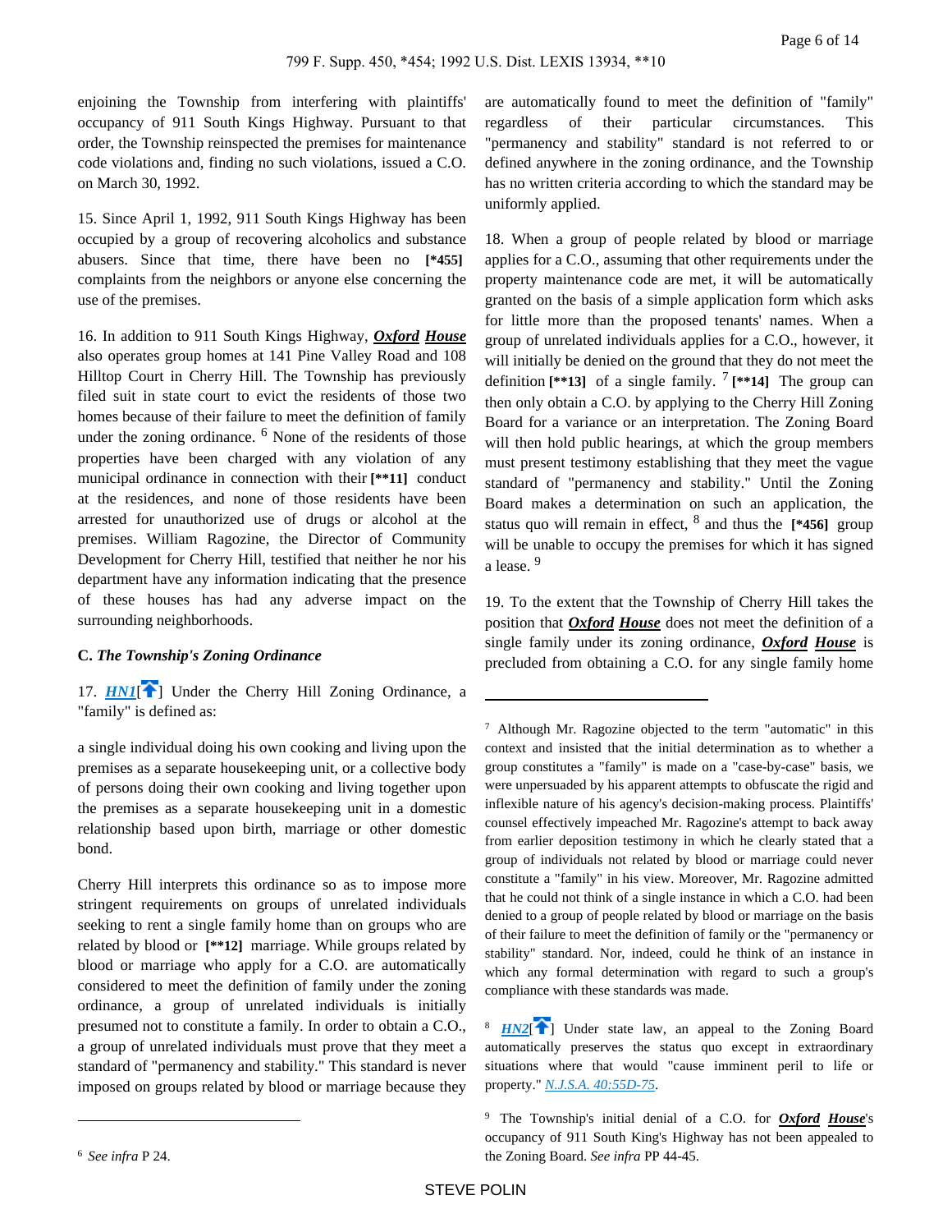enjoining the Township from interfering with plaintiffs' occupancy of 911 South Kings Highway. Pursuant to that order, the Township reinspected the premises for maintenance code violations and, finding no such violations, issued a C.O. on March 30, 1992.

15. Since April 1, 1992, 911 South Kings Highway has been occupied by a group of recovering alcoholics and substance abusers. Since that time, there have been no **[*455]** complaints from the neighbors or anyone else concerning the use of the premises.

16. In addition to 911 South Kings Highway, ***Oxford House*** also operates group homes at 141 Pine Valley Road and 108 Hilltop Court in Cherry Hill. The Township has previously filed suit in state court to evict the residents of those two homes because of their failure to meet the definition of family under the zoning ordinance. [6] None of the residents of those properties have been charged with any violation of any municipal ordinance in connection with their **[**11]** conduct at the residences, and none of those residents have been arrested for unauthorized use of drugs or alcohol at the premises. William Ragozine, the Director of Community Development for Cherry Hill, testified that neither he nor his department have any information indicating that the presence of these houses has had any adverse impact on the surrounding neighborhoods.

### C. *The Township's Zoning Ordinance*

17. ***HN1***[] Under the Cherry Hill Zoning Ordinance, a "family" is defined as:

a single individual doing his own cooking and living upon the premises as a separate housekeeping unit, or a collective body of persons doing their own cooking and living together upon the premises as a separate housekeeping unit in a domestic relationship based upon birth, marriage or other domestic bond.

Cherry Hill interprets this ordinance so as to impose more stringent requirements on groups of unrelated individuals seeking to rent a single family home than on groups who are related by blood or **[**12]** marriage. While groups related by blood or marriage who apply for a C.O. are automatically considered to meet the definition of family under the zoning ordinance, a group of unrelated individuals is initially presumed not to constitute a family. In order to obtain a C.O., a group of unrelated individuals must prove that they meet a standard of "permanency and stability." This standard is never imposed on groups related by blood or marriage because they are automatically found to meet the definition of "family" regardless of their particular circumstances. This "permanency and stability" standard is not referred to or defined anywhere in the zoning ordinance, and the Township has no written criteria according to which the standard may be uniformly applied.

18. When a group of people related by blood or marriage applies for a C.O., assuming that other requirements under the property maintenance code are met, it will be automatically granted on the basis of a simple application form which asks for little more than the proposed tenants' names. When a group of unrelated individuals applies for a C.O., however, it will initially be denied on the ground that they do not meet the definition **[**13]** of a single family. [7] **[**14]** The group can then only obtain a C.O. by applying to the Cherry Hill Zoning Board for a variance or an interpretation. The Zoning Board will then hold public hearings, at which the group members must present testimony establishing that they meet the vague standard of "permanency and stability." Until the Zoning Board makes a determination on such an application, the status quo will remain in effect, [8] and thus the **[*456]** group will be unable to occupy the premises for which it has signed a lease. [9]

19. To the extent that the Township of Cherry Hill takes the position that ***Oxford House*** does not meet the definition of a single family under its zoning ordinance, ***Oxford House*** is precluded from obtaining a C.O. for any single family home

---

[6] *See infra* P 24.

[7] Although Mr. Ragozine objected to the term "automatic" in this context and insisted that the initial determination as to whether a group constitutes a "family" is made on a "case-by-case" basis, we were unpersuaded by his apparent attempts to obfuscate the rigid and inflexible nature of his agency's decision-making process. Plaintiffs' counsel effectively impeached Mr. Ragozine's attempt to back away from earlier deposition testimony in which he clearly stated that a group of individuals not related by blood or marriage could never constitute a "family" in his view. Moreover, Mr. Ragozine admitted that he could not think of a single instance in which a C.O. had been denied to a group of people related by blood or marriage on the basis of their failure to meet the definition of family or the "permanency or stability" standard. Nor, indeed, could he think of an instance in which any formal determination with regard to such a group's compliance with these standards was made.

[8] ***HN2***[] Under state law, an appeal to the Zoning Board automatically preserves the status quo except in extraordinary situations where that would "cause imminent peril to life or property." *N.J.S.A. 40:55D-75*.

[9] The Township's initial denial of a C.O. for ***Oxford House***'s occupancy of 911 South King's Highway has not been appealed to the Zoning Board. *See infra* PP 44-45.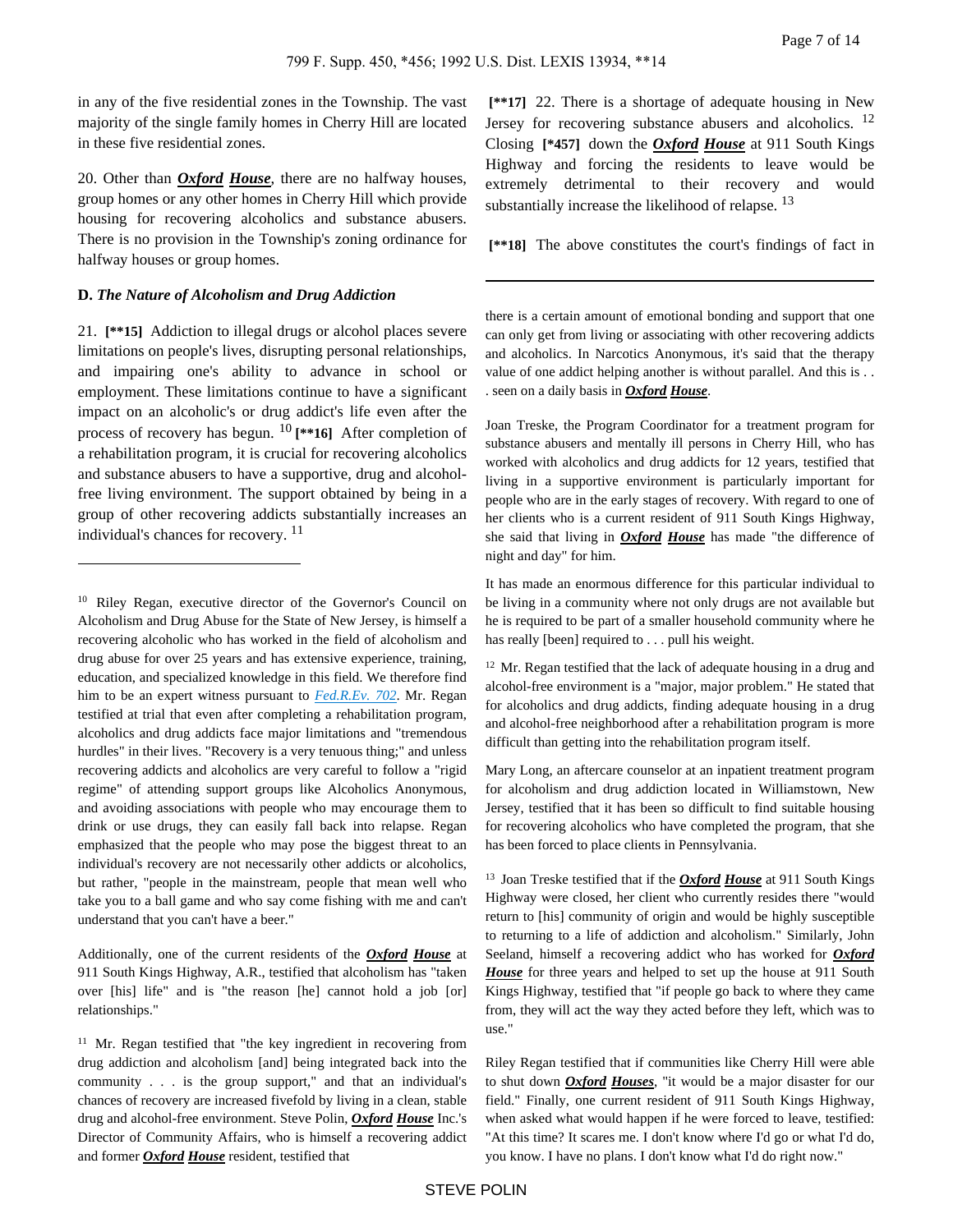in any of the five residential zones in the Township. The vast majority of the single family homes in Cherry Hill are located in these five residential zones.

20. Other than ***Oxford House***, there are no halfway houses, group homes or any other homes in Cherry Hill which provide housing for recovering alcoholics and substance abusers. There is no provision in the Township's zoning ordinance for halfway houses or group homes.

**D.** ***The Nature of Alcoholism and Drug Addiction***

21. **[**15]** Addiction to illegal drugs or alcohol places severe limitations on people's lives, disrupting personal relationships, and impairing one's ability to advance in school or employment. These limitations continue to have a significant impact on an alcoholic's or drug addict's life even after the process of recovery has begun. [10] **[**16]** After completion of a rehabilitation program, it is crucial for recovering alcoholics and substance abusers to have a supportive, drug and alcohol-free living environment. The support obtained by being in a group of other recovering addicts substantially increases an individual's chances for recovery. [11]

**[**17]** 22. There is a shortage of adequate housing in New Jersey for recovering substance abusers and alcoholics. [12] Closing **[*457]** down the ***Oxford House*** at 911 South Kings Highway and forcing the residents to leave would be extremely detrimental to their recovery and would substantially increase the likelihood of relapse. [13]

**[**18]** The above constitutes the court's findings of fact in

---

[10] Riley Regan, executive director of the Governor's Council on Alcoholism and Drug Abuse for the State of New Jersey, is himself a recovering alcoholic who has worked in the field of alcoholism and drug abuse for over 25 years and has extensive experience, training, education, and specialized knowledge in this field. We therefore find him to be an expert witness pursuant to *Fed.R.Ev. 702*. Mr. Regan testified at trial that even after completing a rehabilitation program, alcoholics and drug addicts face major limitations and "tremendous hurdles" in their lives. "Recovery is a very tenuous thing;" and unless recovering addicts and alcoholics are very careful to follow a "rigid regime" of attending support groups like Alcoholics Anonymous, and avoiding associations with people who may encourage them to drink or use drugs, they can easily fall back into relapse. Regan emphasized that the people who may pose the biggest threat to an individual's recovery are not necessarily other addicts or alcoholics, but rather, "people in the mainstream, people that mean well who take you to a ball game and who say come fishing with me and can't understand that you can't have a beer."

Additionally, one of the current residents of the ***Oxford House*** at 911 South Kings Highway, A.R., testified that alcoholism has "taken over [his] life" and is "the reason [he] cannot hold a job [or] relationships."

[11] Mr. Regan testified that "the key ingredient in recovering from drug addiction and alcoholism [and] being integrated back into the community . . . is the group support," and that an individual's chances of recovery are increased fivefold by living in a clean, stable drug and alcohol-free environment. Steve Polin, ***Oxford House*** Inc.'s Director of Community Affairs, who is himself a recovering addict and former ***Oxford House*** resident, testified that

there is a certain amount of emotional bonding and support that one can only get from living or associating with other recovering addicts and alcoholics. In Narcotics Anonymous, it's said that the therapy value of one addict helping another is without parallel. And this is . . . seen on a daily basis in ***Oxford House***.

Joan Treske, the Program Coordinator for a treatment program for substance abusers and mentally ill persons in Cherry Hill, who has worked with alcoholics and drug addicts for 12 years, testified that living in a supportive environment is particularly important for people who are in the early stages of recovery. With regard to one of her clients who is a current resident of 911 South Kings Highway, she said that living in ***Oxford House*** has made "the difference of night and day" for him.

It has made an enormous difference for this particular individual to be living in a community where not only drugs are not available but he is required to be part of a smaller household community where he has really [been] required to . . . pull his weight.

[12] Mr. Regan testified that the lack of adequate housing in a drug and alcohol-free environment is a "major, major problem." He stated that for alcoholics and drug addicts, finding adequate housing in a drug and alcohol-free neighborhood after a rehabilitation program is more difficult than getting into the rehabilitation program itself.

Mary Long, an aftercare counselor at an inpatient treatment program for alcoholism and drug addiction located in Williamstown, New Jersey, testified that it has been so difficult to find suitable housing for recovering alcoholics who have completed the program, that she has been forced to place clients in Pennsylvania.

[13] Joan Treske testified that if the ***Oxford House*** at 911 South Kings Highway were closed, her client who currently resides there "would return to [his] community of origin and would be highly susceptible to returning to a life of addiction and alcoholism." Similarly, John Seeland, himself a recovering addict who has worked for ***Oxford House*** for three years and helped to set up the house at 911 South Kings Highway, testified that "if people go back to where they came from, they will act the way they acted before they left, which was to use."

Riley Regan testified that if communities like Cherry Hill were able to shut down ***Oxford Houses***, "it would be a major disaster for our field." Finally, one current resident of 911 South Kings Highway, when asked what would happen if he were forced to leave, testified: "At this time? It scares me. I don't know where I'd go or what I'd do, you know. I have no plans. I don't know what I'd do right now."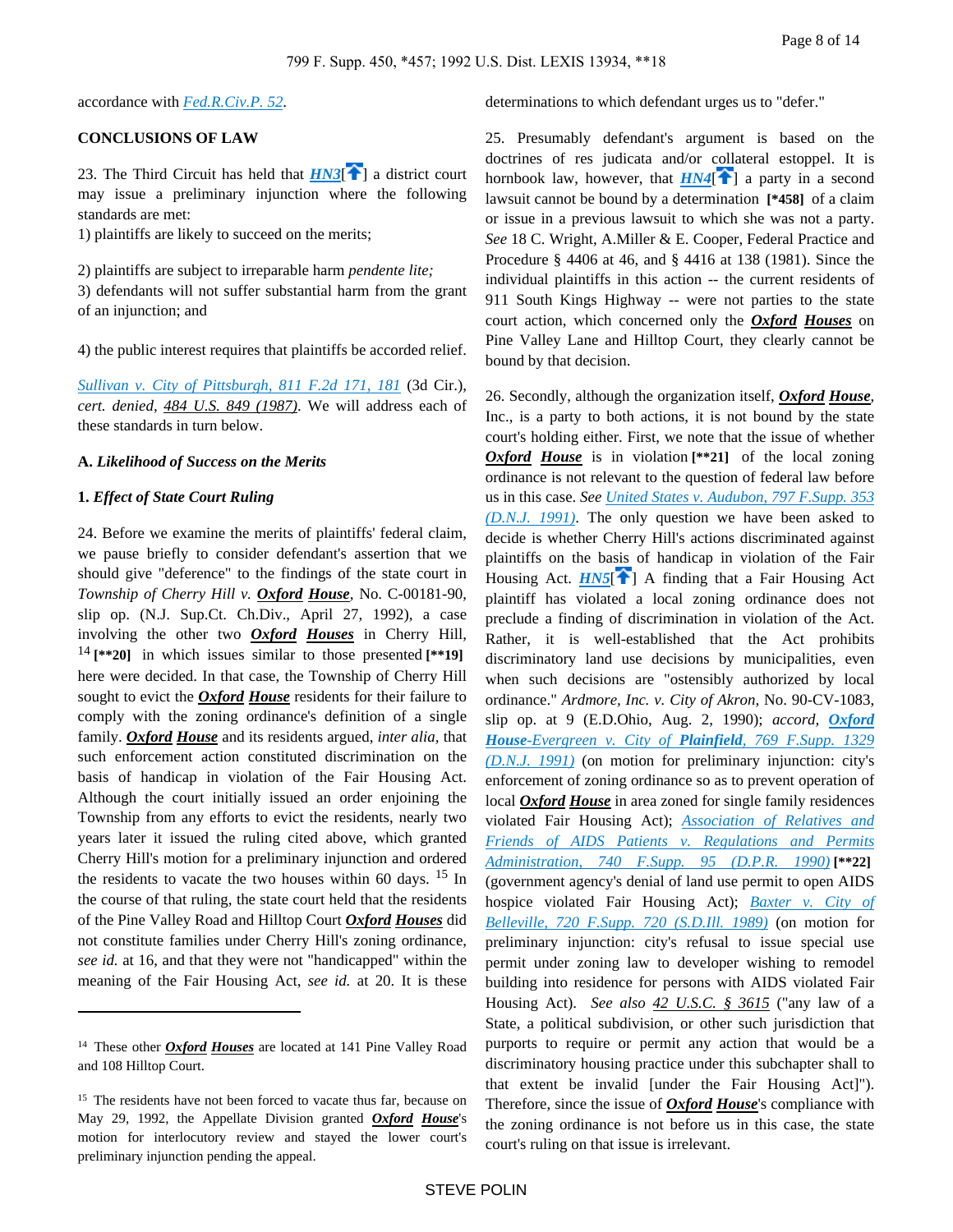accordance with *Fed.R.Civ.P. 52*.

**CONCLUSIONS OF LAW**

23. The Third Circuit has held that ***HN3*** a district court may issue a preliminary injunction where the following standards are met:

1) plaintiffs are likely to succeed on the merits;

2) plaintiffs are subject to irreparable harm *pendente lite;*

3) defendants will not suffer substantial harm from the grant of an injunction; and

4) the public interest requires that plaintiffs be accorded relief.

*Sullivan v. City of Pittsburgh, 811 F.2d 171, 181* (3d Cir.), *cert. denied, 484 U.S. 849 (1987)*. We will address each of these standards in turn below.

**A.** ***Likelihood of Success on the Merits***

**1.** ***Effect of State Court Ruling***

24. Before we examine the merits of plaintiffs' federal claim, we pause briefly to consider defendant's assertion that we should give "deference" to the findings of the state court in *Township of Cherry Hill v.* ***Oxford House****,* No. C-00181-90, slip op. (N.J. Sup.Ct. Ch.Div., April 27, 1992), a case involving the other two ***Oxford Houses*** in Cherry Hill,[14] **[\*\*20]** in which issues similar to those presented **[\*\*19]** here were decided. In that case, the Township of Cherry Hill sought to evict the ***Oxford House*** residents for their failure to comply with the zoning ordinance's definition of a single family. ***Oxford House*** and its residents argued, *inter alia*, that such enforcement action constituted discrimination on the basis of handicap in violation of the Fair Housing Act. Although the court initially issued an order enjoining the Township from any efforts to evict the residents, nearly two years later it issued the ruling cited above, which granted Cherry Hill's motion for a preliminary injunction and ordered the residents to vacate the two houses within 60 days.[15] In the course of that ruling, the state court held that the residents of the Pine Valley Road and Hilltop Court ***Oxford Houses*** did not constitute families under Cherry Hill's zoning ordinance, *see id.* at 16, and that they were not "handicapped" within the meaning of the Fair Housing Act, *see id.* at 20. It is these determinations to which defendant urges us to "defer."

25. Presumably defendant's argument is based on the doctrines of res judicata and/or collateral estoppel. It is hornbook law, however, that ***HN4*** a party in a second lawsuit cannot be bound by a determination **[\*458]** of a claim or issue in a previous lawsuit to which she was not a party. *See* 18 C. Wright, A.Miller & E. Cooper, Federal Practice and Procedure § 4406 at 46, and § 4416 at 138 (1981). Since the individual plaintiffs in this action -- the current residents of 911 South Kings Highway -- were not parties to the state court action, which concerned only the ***Oxford Houses*** on Pine Valley Lane and Hilltop Court, they clearly cannot be bound by that decision.

26. Secondly, although the organization itself, ***Oxford House***, Inc., is a party to both actions, it is not bound by the state court's holding either. First, we note that the issue of whether ***Oxford House*** is in violation **[\*\*21]** of the local zoning ordinance is not relevant to the question of federal law before us in this case. *See United States v. Audubon, 797 F.Supp. 353 (D.N.J. 1991)*. The only question we have been asked to decide is whether Cherry Hill's actions discriminated against plaintiffs on the basis of handicap in violation of the Fair Housing Act. ***HN5*** A finding that a Fair Housing Act plaintiff has violated a local zoning ordinance does not preclude a finding of discrimination in violation of the Act. Rather, it is well-established that the Act prohibits discriminatory land use decisions by municipalities, even when such decisions are "ostensibly authorized by local ordinance." *Ardmore, Inc. v. City of Akron,* No. 90-CV-1083, slip op. at 9 (E.D.Ohio, Aug. 2, 1990); *accord,* ***Oxford House****-Evergreen v. City of* ***Plainfield****, 769 F.Supp. 1329 (D.N.J. 1991)* (on motion for preliminary injunction: city's enforcement of zoning ordinance so as to prevent operation of local ***Oxford House*** in area zoned for single family residences violated Fair Housing Act); *Association of Relatives and Friends of AIDS Patients v. Regulations and Permits Administration, 740 F.Supp. 95 (D.P.R. 1990)* **[\*\*22]** (government agency's denial of land use permit to open AIDS hospice violated Fair Housing Act); *Baxter v. City of Belleville, 720 F.Supp. 720 (S.D.Ill. 1989)* (on motion for preliminary injunction: city's refusal to issue special use permit under zoning law to developer wishing to remodel building into residence for persons with AIDS violated Fair Housing Act). *See also 42 U.S.C. § 3615* ("any law of a State, a political subdivision, or other such jurisdiction that purports to require or permit any action that would be a discriminatory housing practice under this subchapter shall to that extent be invalid [under the Fair Housing Act]"). Therefore, since the issue of ***Oxford House***'s compliance with the zoning ordinance is not before us in this case, the state court's ruling on that issue is irrelevant.

---

[14] These other ***Oxford Houses*** are located at 141 Pine Valley Road and 108 Hilltop Court.

[15] The residents have not been forced to vacate thus far, because on May 29, 1992, the Appellate Division granted ***Oxford House***'s motion for interlocutory review and stayed the lower court's preliminary injunction pending the appeal.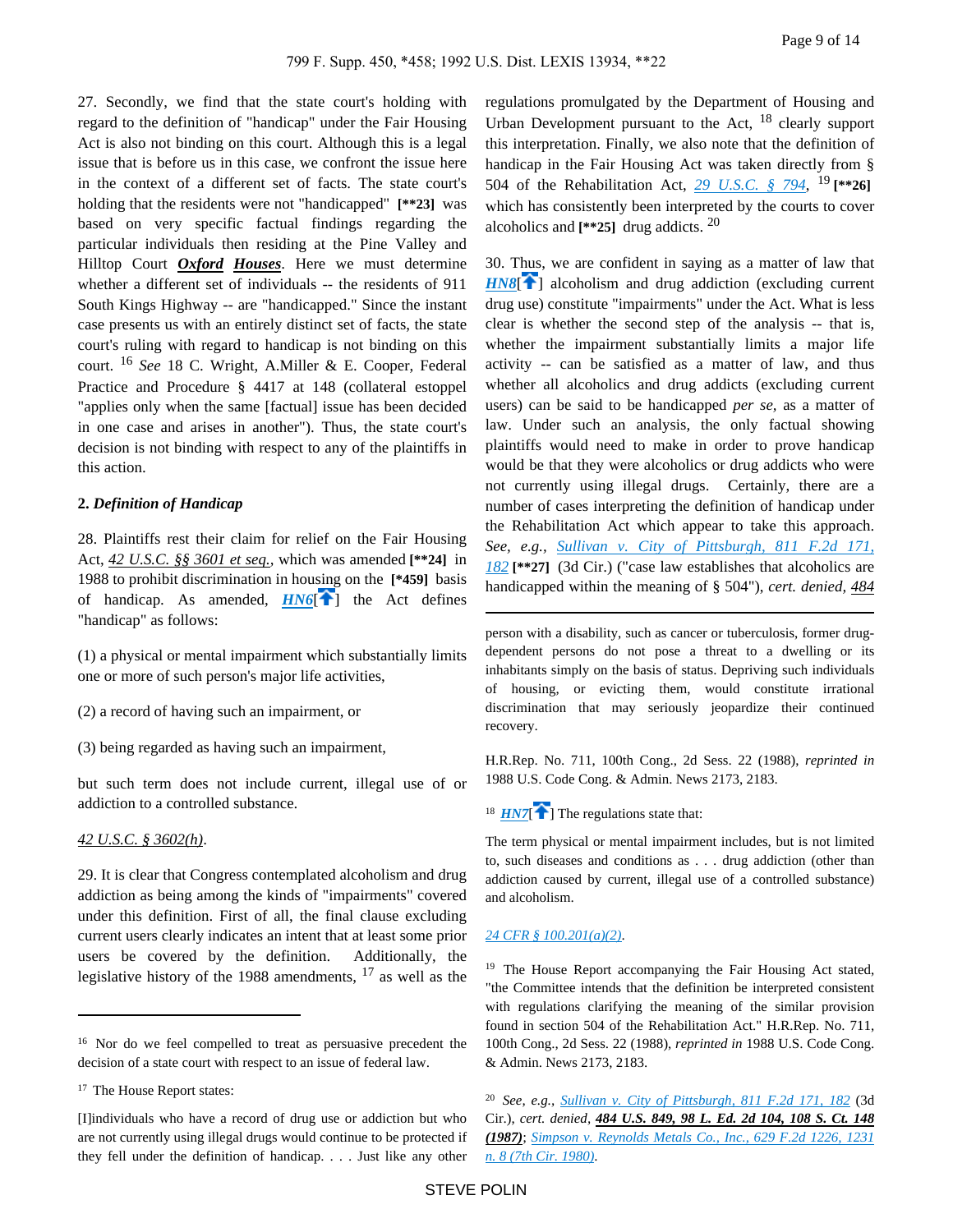27. Secondly, we find that the state court's holding with regard to the definition of "handicap" under the Fair Housing Act is also not binding on this court. Although this is a legal issue that is before us in this case, we confront the issue here in the context of a different set of facts. The state court's holding that the residents were not "handicapped" [**23] was based on very specific factual findings regarding the particular individuals then residing at the Pine Valley and Hilltop Court ***Oxford Houses***. Here we must determine whether a different set of individuals -- the residents of 911 South Kings Highway -- are "handicapped." Since the instant case presents us with an entirely distinct set of facts, the state court's ruling with regard to handicap is not binding on this court. [16] *See* 18 C. Wright, A.Miller & E. Cooper, Federal Practice and Procedure § 4417 at 148 (collateral estoppel "applies only when the same [factual] issue has been decided in one case and arises in another"). Thus, the state court's decision is not binding with respect to any of the plaintiffs in this action.

**2. *Definition of Handicap***

28. Plaintiffs rest their claim for relief on the Fair Housing Act, 42 U.S.C. §§ 3601 *et seq.*, which was amended [**24] in 1988 to prohibit discrimination in housing on the [*459] basis of handicap. As amended, ***HN6*** the Act defines "handicap" as follows:

(1) a physical or mental impairment which substantially limits one or more of such person's major life activities,

(2) a record of having such an impairment, or

(3) being regarded as having such an impairment,

but such term does not include current, illegal use of or addiction to a controlled substance.

*42 U.S.C. § 3602(h)*.

29. It is clear that Congress contemplated alcoholism and drug addiction as being among the kinds of "impairments" covered under this definition. First of all, the final clause excluding current users clearly indicates an intent that at least some prior users be covered by the definition. Additionally, the legislative history of the 1988 amendments, [17] as well as the regulations promulgated by the Department of Housing and Urban Development pursuant to the Act, [18] clearly support this interpretation. Finally, we also note that the definition of handicap in the Fair Housing Act was taken directly from § 504 of the Rehabilitation Act, *29 U.S.C. § 794*, [19] [**26] which has consistently been interpreted by the courts to cover alcoholics and [**25] drug addicts. [20]

30. Thus, we are confident in saying as a matter of law that ***HN8*** alcoholism and drug addiction (excluding current drug use) constitute "impairments" under the Act. What is less clear is whether the second step of the analysis -- that is, whether the impairment substantially limits a major life activity -- can be satisfied as a matter of law, and thus whether all alcoholics and drug addicts (excluding current users) can be said to be handicapped *per se,* as a matter of law. Under such an analysis, the only factual showing plaintiffs would need to make in order to prove handicap would be that they were alcoholics or drug addicts who were not currently using illegal drugs. Certainly, there are a number of cases interpreting the definition of handicap under the Rehabilitation Act which appear to take this approach. *See, e.g., Sullivan v. City of Pittsburgh, 811 F.2d 171, 182* [**27] (3d Cir.) ("case law establishes that alcoholics are handicapped within the meaning of § 504"), *cert. denied, 484*

---

[16] Nor do we feel compelled to treat as persuasive precedent the decision of a state court with respect to an issue of federal law.

[17] The House Report states:

[I]ndividuals who have a record of drug use or addiction but who are not currently using illegal drugs would continue to be protected if they fell under the definition of handicap. . . . Just like any other person with a disability, such as cancer or tuberculosis, former drug-dependent persons do not pose a threat to a dwelling or its inhabitants simply on the basis of status. Depriving such individuals of housing, or evicting them, would constitute irrational discrimination that may seriously jeopardize their continued recovery.

H.R.Rep. No. 711, 100th Cong., 2d Sess. 22 (1988), *reprinted in* 1988 U.S. Code Cong. & Admin. News 2173, 2183.

[18] ***HN7*** The regulations state that:

The term physical or mental impairment includes, but is not limited to, such diseases and conditions as . . . drug addiction (other than addiction caused by current, illegal use of a controlled substance) and alcoholism.

*24 CFR § 100.201(a)(2)*.

[19] The House Report accompanying the Fair Housing Act stated, "the Committee intends that the definition be interpreted consistent with regulations clarifying the meaning of the similar provision found in section 504 of the Rehabilitation Act." H.R.Rep. No. 711, 100th Cong., 2d Sess. 22 (1988), *reprinted in* 1988 U.S. Code Cong. & Admin. News 2173, 2183.

[20] *See, e.g., Sullivan v. City of Pittsburgh, 811 F.2d 171, 182* (3d Cir.), *cert. denied,* ***484 U.S. 849, 98 L. Ed. 2d 104, 108 S. Ct. 148 (1987)***; *Simpson v. Reynolds Metals Co., Inc., 629 F.2d 1226, 1231 n. 8 (7th Cir. 1980)*.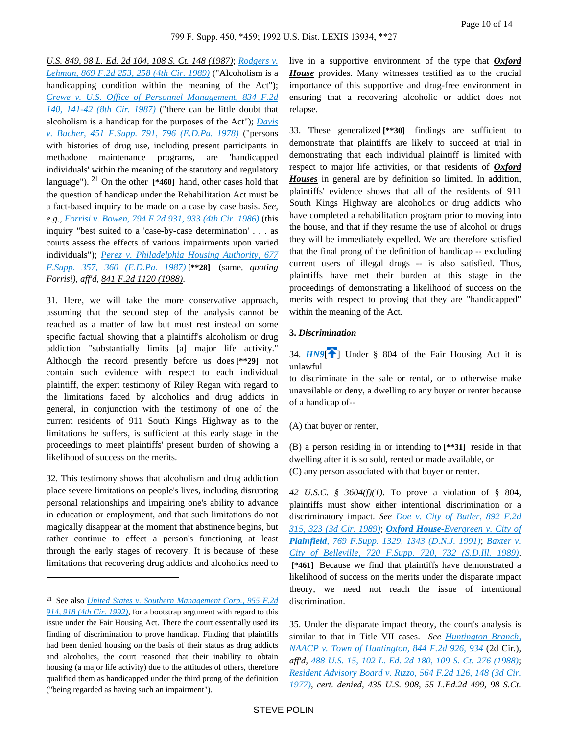U.S. 849, 98 L. Ed. 2d 104, 108 S. Ct. 148 (1987); Rodgers v. Lehman, 869 F.2d 253, 258 (4th Cir. 1989) ("Alcoholism is a handicapping condition within the meaning of the Act"); Crewe v. U.S. Office of Personnel Management, 834 F.2d 140, 141-42 (8th Cir. 1987) ("there can be little doubt that alcoholism is a handicap for the purposes of the Act"); Davis v. Bucher, 451 F.Supp. 791, 796 (E.D.Pa. 1978) ("persons with histories of drug use, including present participants in methadone maintenance programs, are 'handicapped individuals' within the meaning of the statutory and regulatory language").[21] On the other **[*460]** hand, other cases hold that the question of handicap under the Rehabilitation Act must be a fact-based inquiry to be made on a case by case basis. *See, e.g.,* Forrisi v. Bowen, 794 F.2d 931, 933 (4th Cir. 1986) (this inquiry "best suited to a 'case-by-case determination' . . . as courts assess the effects of various impairments upon varied individuals"); Perez v. Philadelphia Housing Authority, 677 F.Supp. 357, 360 (E.D.Pa. 1987) **[**28]** (same, *quoting Forrisi), aff'd,* 841 F.2d 1120 (1988).

31. Here, we will take the more conservative approach, assuming that the second step of the analysis cannot be reached as a matter of law but must rest instead on some specific factual showing that a plaintiff's alcoholism or drug addiction "substantially limits [a] major life activity." Although the record presently before us does **[**29]** not contain such evidence with respect to each individual plaintiff, the expert testimony of Riley Regan with regard to the limitations faced by alcoholics and drug addicts in general, in conjunction with the testimony of one of the current residents of 911 South Kings Highway as to the limitations he suffers, is sufficient at this early stage in the proceedings to meet plaintiffs' present burden of showing a likelihood of success on the merits.

32. This testimony shows that alcoholism and drug addiction place severe limitations on people's lives, including disrupting personal relationships and impairing one's ability to advance in education or employment, and that such limitations do not magically disappear at the moment that abstinence begins, but rather continue to effect a person's functioning at least through the early stages of recovery. It is because of these limitations that recovering drug addicts and alcoholics need to live in a supportive environment of the type that ***Oxford House*** provides. Many witnesses testified as to the crucial importance of this supportive and drug-free environment in ensuring that a recovering alcoholic or addict does not relapse.

33. These generalized **[**30]** findings are sufficient to demonstrate that plaintiffs are likely to succeed at trial in demonstrating that each individual plaintiff is limited with respect to major life activities, or that residents of ***Oxford Houses*** in general are by definition so limited. In addition, plaintiffs' evidence shows that all of the residents of 911 South Kings Highway are alcoholics or drug addicts who have completed a rehabilitation program prior to moving into the house, and that if they resume the use of alcohol or drugs they will be immediately expelled. We are therefore satisfied that the final prong of the definition of handicap -- excluding current users of illegal drugs -- is also satisfied. Thus, plaintiffs have met their burden at this stage in the proceedings of demonstrating a likelihood of success on the merits with respect to proving that they are "handicapped" within the meaning of the Act.

### 3. *Discrimination*

34. ***HN9***[] Under § 804 of the Fair Housing Act it is unlawful

to discriminate in the sale or rental, or to otherwise make unavailable or deny, a dwelling to any buyer or renter because of a handicap of--

(A) that buyer or renter,

(B) a person residing in or intending to **[**31]** reside in that dwelling after it is so sold, rented or made available, or

(C) any person associated with that buyer or renter.

42 U.S.C. § 3604(f)(1). To prove a violation of § 804, plaintiffs must show either intentional discrimination or a discriminatory impact. *See* Doe v. City of Butler, 892 F.2d 315, 323 (3d Cir. 1989); ***Oxford House**-Evergreen v. City of **Plainfield***, 769 F.Supp. 1329, 1343 (D.N.J. 1991); Baxter v. City of Belleville, 720 F.Supp. 720, 732 (S.D.Ill. 1989). **[*461]** Because we find that plaintiffs have demonstrated a likelihood of success on the merits under the disparate impact theory, we need not reach the issue of intentional discrimination.

35. Under the disparate impact theory, the court's analysis is similar to that in Title VII cases. *See* Huntington Branch, NAACP v. Town of Huntington, 844 F.2d 926, 934 (2d Cir.), *aff'd,* 488 U.S. 15, 102 L. Ed. 2d 180, 109 S. Ct. 276 (1988); Resident Advisory Board v. Rizzo, 564 F.2d 126, 148 (3d Cir. 1977), *cert. denied,* 435 U.S. 908, 55 L.Ed.2d 499, 98 S.Ct.

---

[21] See also United States v. Southern Management Corp., 955 F.2d 914, 918 (4th Cir. 1992), for a bootstrap argument with regard to this issue under the Fair Housing Act. There the court essentially used its finding of discrimination to prove handicap. Finding that plaintiffs had been denied housing on the basis of their status as drug addicts and alcoholics, the court reasoned that their inability to obtain housing (a major life activity) due to the attitudes of others, therefore qualified them as handicapped under the third prong of the definition ("being regarded as having such an impairment").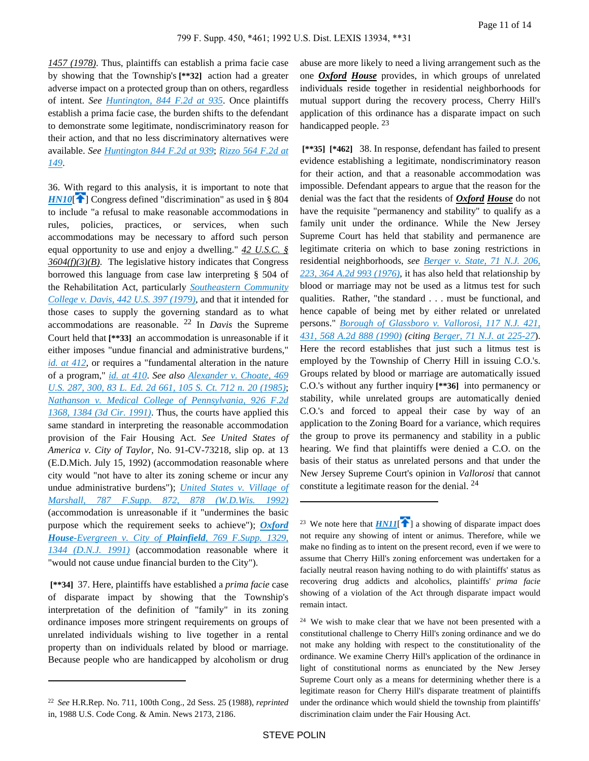1457 (1978). Thus, plaintiffs can establish a prima facie case by showing that the Township's **[**32]** action had a greater adverse impact on a protected group than on others, regardless of intent. *See* Huntington, 844 F.2d at 935. Once plaintiffs establish a prima facie case, the burden shifts to the defendant to demonstrate some legitimate, nondiscriminatory reason for their action, and that no less discriminatory alternatives were available. *See* Huntington 844 F.2d at 939; Rizzo 564 F.2d at 149.

36. With regard to this analysis, it is important to note that ***HN10***[] Congress defined "discrimination" as used in § 804 to include "a refusal to make reasonable accommodations in rules, policies, practices, or services, when such accommodations may be necessary to afford such person equal opportunity to use and enjoy a dwelling." *42 U.S.C. § 3604(f)(3)(B)*. The legislative history indicates that Congress borrowed this language from case law interpreting § 504 of the Rehabilitation Act, particularly Southeastern Community College v. Davis, 442 U.S. 397 (1979), and that it intended for those cases to supply the governing standard as to what accommodations are reasonable. [22] In *Davis* the Supreme Court held that **[**33]** an accommodation is unreasonable if it either imposes "undue financial and administrative burdens," *id. at 412*, or requires a "fundamental alteration in the nature of a program," *id. at 410*. *See also* Alexander v. Choate, 469 U.S. 287, 300, 83 L. Ed. 2d 661, 105 S. Ct. 712 n. 20 (1985); Nathanson v. Medical College of Pennsylvania, 926 F.2d 1368, 1384 (3d Cir. 1991). Thus, the courts have applied this same standard in interpreting the reasonable accommodation provision of the Fair Housing Act. *See United States of America v. City of Taylor*, No. 91-CV-73218, slip op. at 13 (E.D.Mich. July 15, 1992) (accommodation reasonable where city would "not have to alter its zoning scheme or incur any undue administrative burdens"); United States v. Village of Marshall, 787 F.Supp. 872, 878 (W.D.Wis. 1992) (accommodation is unreasonable if it "undermines the basic purpose which the requirement seeks to achieve"); ***Oxford House*-Evergreen v. City of *Plainfield***, 769 F.Supp. 1329, 1344 (D.N.J. 1991) (accommodation reasonable where it "would not cause undue financial burden to the City").

**[**34]** 37. Here, plaintiffs have established a *prima facie* case of disparate impact by showing that the Township's interpretation of the definition of "family" in its zoning ordinance imposes more stringent requirements on groups of unrelated individuals wishing to live together in a rental property than on individuals related by blood or marriage. Because people who are handicapped by alcoholism or drug abuse are more likely to need a living arrangement such as the one ***Oxford House*** provides, in which groups of unrelated individuals reside together in residential neighborhoods for mutual support during the recovery process, Cherry Hill's application of this ordinance has a disparate impact on such handicapped people. [23]

**[**35] [*462]** 38. In response, defendant has failed to present evidence establishing a legitimate, nondiscriminatory reason for their action, and that a reasonable accommodation was impossible. Defendant appears to argue that the reason for the denial was the fact that the residents of ***Oxford House*** do not have the requisite "permanency and stability" to qualify as a family unit under the ordinance. While the New Jersey Supreme Court has held that stability and permanence are legitimate criteria on which to base zoning restrictions in residential neighborhoods, *see* Berger v. State, 71 N.J. 206, 223, 364 A.2d 993 (1976), it has also held that relationship by blood or marriage may not be used as a litmus test for such qualities. Rather, "the standard . . . must be functional, and hence capable of being met by either related or unrelated persons." Borough of Glassboro v. Vallorosi, 117 N.J. 421, 431, 568 A.2d 888 (1990) (citing Berger, 71 N.J. at 225-27). Here the record establishes that just such a litmus test is employed by the Township of Cherry Hill in issuing C.O.'s. Groups related by blood or marriage are automatically issued C.O.'s without any further inquiry **[**36]** into permanency or stability, while unrelated groups are automatically denied C.O.'s and forced to appeal their case by way of an application to the Zoning Board for a variance, which requires the group to prove its permanency and stability in a public hearing. We find that plaintiffs were denied a C.O. on the basis of their status as unrelated persons and that under the New Jersey Supreme Court's opinion in *Vallorosi* that cannot constitute a legitimate reason for the denial. [24]

---

[22] *See* H.R.Rep. No. 711, 100th Cong., 2d Sess. 25 (1988), *reprinted* in, 1988 U.S. Code Cong. & Amin. News 2173, 2186.

[23] We note here that ***HN11***[] a showing of disparate impact does not require any showing of intent or animus. Therefore, while we make no finding as to intent on the present record, even if we were to assume that Cherry Hill's zoning enforcement was undertaken for a facially neutral reason having nothing to do with plaintiffs' status as recovering drug addicts and alcoholics, plaintiffs' *prima facie* showing of a violation of the Act through disparate impact would remain intact.

[24] We wish to make clear that we have not been presented with a constitutional challenge to Cherry Hill's zoning ordinance and we do not make any holding with respect to the constitutionality of the ordinance. We examine Cherry Hill's application of the ordinance in light of constitutional norms as enunciated by the New Jersey Supreme Court only as a means for determining whether there is a legitimate reason for Cherry Hill's disparate treatment of plaintiffs under the ordinance which would shield the township from plaintiffs' discrimination claim under the Fair Housing Act.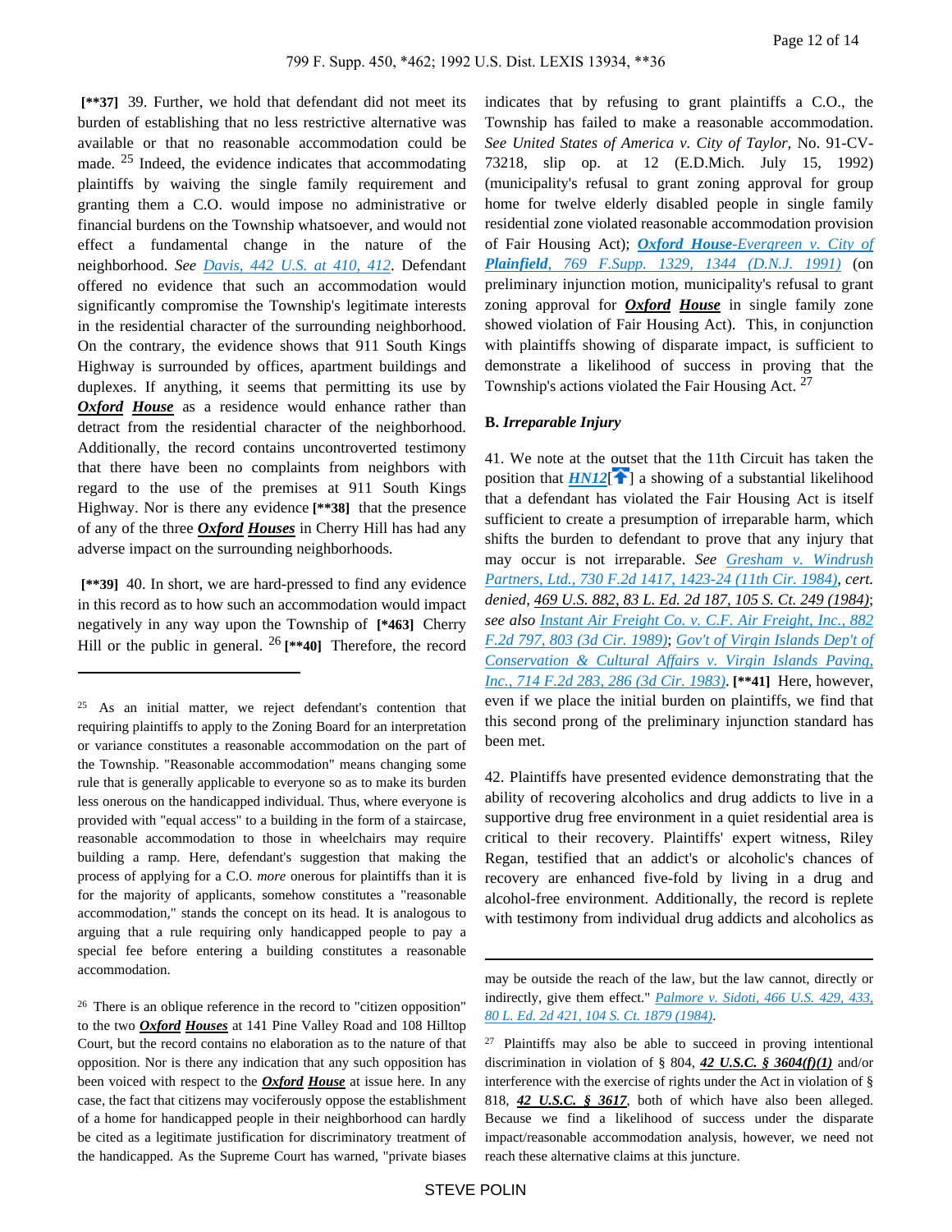[**37] 39. Further, we hold that defendant did not meet its burden of establishing that no less restrictive alternative was available or that no reasonable accommodation could be made. [25] Indeed, the evidence indicates that accommodating plaintiffs by waiving the single family requirement and granting them a C.O. would impose no administrative or financial burdens on the Township whatsoever, and would not effect a fundamental change in the nature of the neighborhood. *See* Davis, 442 U.S. at 410, 412. Defendant offered no evidence that such an accommodation would significantly compromise the Township's legitimate interests in the residential character of the surrounding neighborhood. On the contrary, the evidence shows that 911 South Kings Highway is surrounded by offices, apartment buildings and duplexes. If anything, it seems that permitting its use by **Oxford House** as a residence would enhance rather than detract from the residential character of the neighborhood. Additionally, the record contains uncontroverted testimony that there have been no complaints from neighbors with regard to the use of the premises at 911 South Kings Highway. Nor is there any evidence [**38] that the presence of any of the three **Oxford Houses** in Cherry Hill has had any adverse impact on the surrounding neighborhoods.

[**39] 40. In short, we are hard-pressed to find any evidence in this record as to how such an accommodation would impact negatively in any way upon the Township of [*463] Cherry Hill or the public in general. [26] [**40] Therefore, the record indicates that by refusing to grant plaintiffs a C.O., the Township has failed to make a reasonable accommodation. *See United States of America v. City of Taylor,* No. 91-CV-73218, slip op. at 12 (E.D.Mich. July 15, 1992) (municipality's refusal to grant zoning approval for group home for twelve elderly disabled people in single family residential zone violated reasonable accommodation provision of Fair Housing Act); ***Oxford House*-Evergreen v. City of *Plainfield*, 769 F.Supp. 1329, 1344 (D.N.J. 1991)** (on preliminary injunction motion, municipality's refusal to grant zoning approval for **Oxford House** in single family zone showed violation of Fair Housing Act). This, in conjunction with plaintiffs showing of disparate impact, is sufficient to demonstrate a likelihood of success in proving that the Township's actions violated the Fair Housing Act. [27]

**B.** ***Irreparable Injury***

41. We note at the outset that the 11th Circuit has taken the position that **HN12** a showing of a substantial likelihood that a defendant has violated the Fair Housing Act is itself sufficient to create a presumption of irreparable harm, which shifts the burden to defendant to prove that any injury that may occur is not irreparable. *See* Gresham v. Windrush Partners, Ltd., 730 F.2d 1417, 1423-24 (11th Cir. 1984), *cert. denied,* 469 U.S. 882, 83 L. Ed. 2d 187, 105 S. Ct. 249 (1984); *see also* Instant Air Freight Co. v. C.F. Air Freight, Inc., 882 F.2d 797, 803 (3d Cir. 1989); Gov't of Virgin Islands Dep't of Conservation & Cultural Affairs v. Virgin Islands Paving, Inc., 714 F.2d 283, 286 (3d Cir. 1983). [**41] Here, however, even if we place the initial burden on plaintiffs, we find that this second prong of the preliminary injunction standard has been met.

42. Plaintiffs have presented evidence demonstrating that the ability of recovering alcoholics and drug addicts to live in a supportive drug free environment in a quiet residential area is critical to their recovery. Plaintiffs' expert witness, Riley Regan, testified that an addict's or alcoholic's chances of recovery are enhanced five-fold by living in a drug and alcohol-free environment. Additionally, the record is replete with testimony from individual drug addicts and alcoholics as

---

[25] As an initial matter, we reject defendant's contention that requiring plaintiffs to apply to the Zoning Board for an interpretation or variance constitutes a reasonable accommodation on the part of the Township. "Reasonable accommodation" means changing some rule that is generally applicable to everyone so as to make its burden less onerous on the handicapped individual. Thus, where everyone is provided with "equal access" to a building in the form of a staircase, reasonable accommodation to those in wheelchairs may require building a ramp. Here, defendant's suggestion that making the process of applying for a C.O. *more* onerous for plaintiffs than it is for the majority of applicants, somehow constitutes a "reasonable accommodation," stands the concept on its head. It is analogous to arguing that a rule requiring only handicapped people to pay a special fee before entering a building constitutes a reasonable accommodation.

[26] There is an oblique reference in the record to "citizen opposition" to the two **Oxford Houses** at 141 Pine Valley Road and 108 Hilltop Court, but the record contains no elaboration as to the nature of that opposition. Nor is there any indication that any such opposition has been voiced with respect to the **Oxford House** at issue here. In any case, the fact that citizens may vociferously oppose the establishment of a home for handicapped people in their neighborhood can hardly be cited as a legitimate justification for discriminatory treatment of the handicapped. As the Supreme Court has warned, "private biases may be outside the reach of the law, but the law cannot, directly or indirectly, give them effect." *Palmore v. Sidoti, 466 U.S. 429, 433, 80 L. Ed. 2d 421, 104 S. Ct. 1879 (1984).*

[27] Plaintiffs may also be able to succeed in proving intentional discrimination in violation of § 804, ***42 U.S.C. § 3604(f)(1)*** and/or interference with the exercise of rights under the Act in violation of § 818, ***42 U.S.C. § 3617***, both of which have also been alleged. Because we find a likelihood of success under the disparate impact/reasonable accommodation analysis, however, we need not reach these alternative claims at this juncture.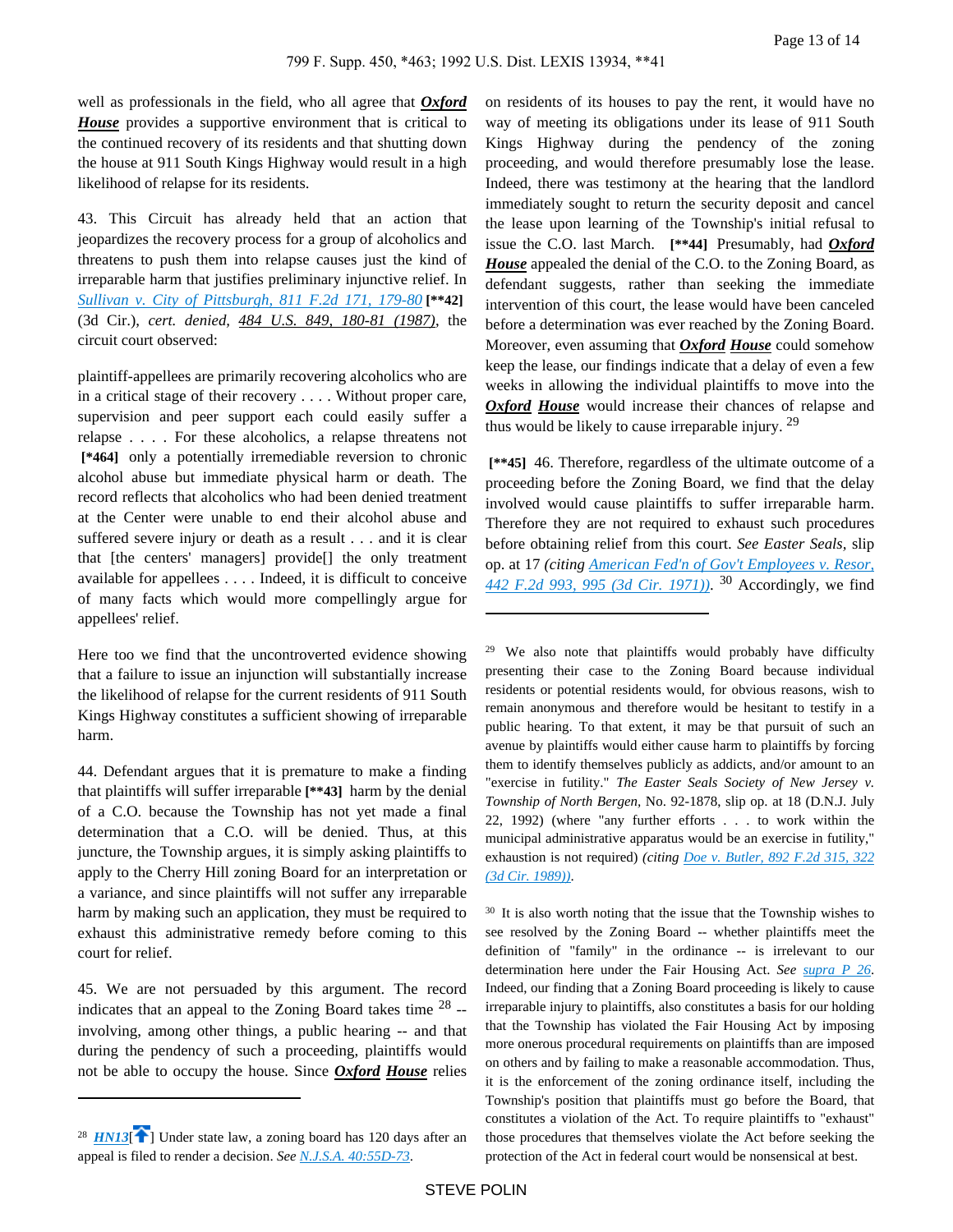well as professionals in the field, who all agree that ***Oxford House*** provides a supportive environment that is critical to the continued recovery of its residents and that shutting down the house at 911 South Kings Highway would result in a high likelihood of relapse for its residents.

43. This Circuit has already held that an action that jeopardizes the recovery process for a group of alcoholics and threatens to push them into relapse causes just the kind of irreparable harm that justifies preliminary injunctive relief. In *Sullivan v. City of Pittsburgh, 811 F.2d 171, 179-80* **[\*\*42]** (3d Cir.), *cert. denied, 484 U.S. 849, 180-81 (1987)*, the circuit court observed:

plaintiff-appellees are primarily recovering alcoholics who are in a critical stage of their recovery . . . . Without proper care, supervision and peer support each could easily suffer a relapse . . . . For these alcoholics, a relapse threatens not **[\*464]** only a potentially irremediable reversion to chronic alcohol abuse but immediate physical harm or death. The record reflects that alcoholics who had been denied treatment at the Center were unable to end their alcohol abuse and suffered severe injury or death as a result . . . and it is clear that [the centers' managers] provide[] the only treatment available for appellees . . . . Indeed, it is difficult to conceive of many facts which would more compellingly argue for appellees' relief.

Here too we find that the uncontroverted evidence showing that a failure to issue an injunction will substantially increase the likelihood of relapse for the current residents of 911 South Kings Highway constitutes a sufficient showing of irreparable harm.

44. Defendant argues that it is premature to make a finding that plaintiffs will suffer irreparable **[\*\*43]** harm by the denial of a C.O. because the Township has not yet made a final determination that a C.O. will be denied. Thus, at this juncture, the Township argues, it is simply asking plaintiffs to apply to the Cherry Hill zoning Board for an interpretation or a variance, and since plaintiffs will not suffer any irreparable harm by making such an application, they must be required to exhaust this administrative remedy before coming to this court for relief.

45. We are not persuaded by this argument. The record indicates that an appeal to the Zoning Board takes time [28] -- involving, among other things, a public hearing -- and that during the pendency of such a proceeding, plaintiffs would not be able to occupy the house. Since ***Oxford House*** relies on residents of its houses to pay the rent, it would have no way of meeting its obligations under its lease of 911 South Kings Highway during the pendency of the zoning proceeding, and would therefore presumably lose the lease. Indeed, there was testimony at the hearing that the landlord immediately sought to return the security deposit and cancel the lease upon learning of the Township's initial refusal to issue the C.O. last March. **[\*\*44]** Presumably, had ***Oxford House*** appealed the denial of the C.O. to the Zoning Board, as defendant suggests, rather than seeking the immediate intervention of this court, the lease would have been canceled before a determination was ever reached by the Zoning Board. Moreover, even assuming that ***Oxford House*** could somehow keep the lease, our findings indicate that a delay of even a few weeks in allowing the individual plaintiffs to move into the ***Oxford House*** would increase their chances of relapse and thus would be likely to cause irreparable injury. [29]

**[\*\*45]** 46. Therefore, regardless of the ultimate outcome of a proceeding before the Zoning Board, we find that the delay involved would cause plaintiffs to suffer irreparable harm. Therefore they are not required to exhaust such procedures before obtaining relief from this court. *See Easter Seals*, slip op. at 17 *(citing American Fed'n of Gov't Employees v. Resor, 442 F.2d 993, 995 (3d Cir. 1971))*. [30] Accordingly, we find

---

[28] ***HN13*** Under state law, a zoning board has 120 days after an appeal is filed to render a decision. *See N.J.S.A. 40:55D-73*.

[29] We also note that plaintiffs would probably have difficulty presenting their case to the Zoning Board because individual residents or potential residents would, for obvious reasons, wish to remain anonymous and therefore would be hesitant to testify in a public hearing. To that extent, it may be that pursuit of such an avenue by plaintiffs would either cause harm to plaintiffs by forcing them to identify themselves publicly as addicts, and/or amount to an "exercise in futility." *The Easter Seals Society of New Jersey v. Township of North Bergen*, No. 92-1878, slip op. at 18 (D.N.J. July 22, 1992) (where "any further efforts . . . to work within the municipal administrative apparatus would be an exercise in futility," exhaustion is not required) *(citing Doe v. Butler, 892 F.2d 315, 322 (3d Cir. 1989))*.

[30] It is also worth noting that the issue that the Township wishes to see resolved by the Zoning Board -- whether plaintiffs meet the definition of "family" in the ordinance -- is irrelevant to our determination here under the Fair Housing Act. *See supra P 26*. Indeed, our finding that a Zoning Board proceeding is likely to cause irreparable injury to plaintiffs, also constitutes a basis for our holding that the Township has violated the Fair Housing Act by imposing more onerous procedural requirements on plaintiffs than are imposed on others and by failing to make a reasonable accommodation. Thus, it is the enforcement of the zoning ordinance itself, including the Township's position that plaintiffs must go before the Board, that constitutes a violation of the Act. To require plaintiffs to "exhaust" those procedures that themselves violate the Act before seeking the protection of the Act in federal court would be nonsensical at best.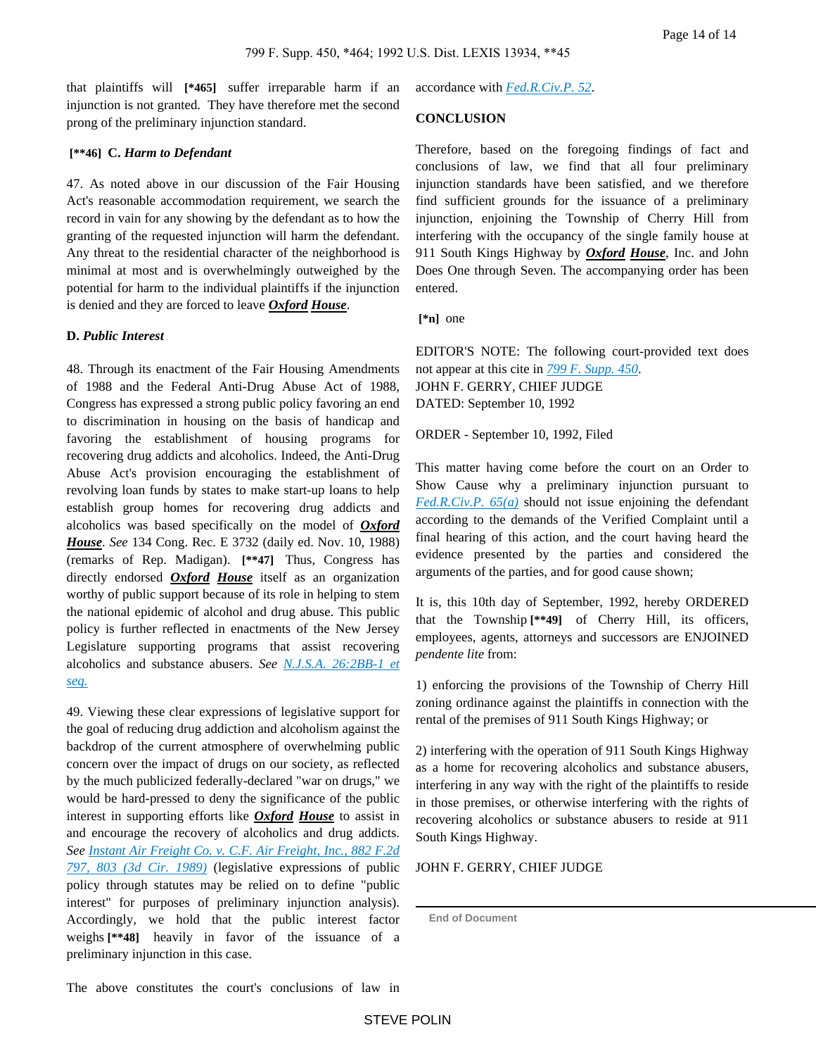that plaintiffs will **[*465]** suffer irreparable harm if an injunction is not granted. They have therefore met the second prong of the preliminary injunction standard.

### **[**46]** C. *Harm to Defendant*

47. As noted above in our discussion of the Fair Housing Act's reasonable accommodation requirement, we search the record in vain for any showing by the defendant as to how the granting of the requested injunction will harm the defendant. Any threat to the residential character of the neighborhood is minimal at most and is overwhelmingly outweighed by the potential for harm to the individual plaintiffs if the injunction is denied and they are forced to leave ***Oxford House***.

### D. *Public Interest*

48. Through its enactment of the Fair Housing Amendments of 1988 and the Federal Anti-Drug Abuse Act of 1988, Congress has expressed a strong public policy favoring an end to discrimination in housing on the basis of handicap and favoring the establishment of housing programs for recovering drug addicts and alcoholics. Indeed, the Anti-Drug Abuse Act's provision encouraging the establishment of revolving loan funds by states to make start-up loans to help establish group homes for recovering drug addicts and alcoholics was based specifically on the model of ***Oxford House***. *See* 134 Cong. Rec. E 3732 (daily ed. Nov. 10, 1988) (remarks of Rep. Madigan). **[**47]** Thus, Congress has directly endorsed ***Oxford House*** itself as an organization worthy of public support because of its role in helping to stem the national epidemic of alcohol and drug abuse. This public policy is further reflected in enactments of the New Jersey Legislature supporting programs that assist recovering alcoholics and substance abusers. *See* N.J.S.A. 26:2BB-1 et seq.

49. Viewing these clear expressions of legislative support for the goal of reducing drug addiction and alcoholism against the backdrop of the current atmosphere of overwhelming public concern over the impact of drugs on our society, as reflected by the much publicized federally-declared "war on drugs," we would be hard-pressed to deny the significance of the public interest in supporting efforts like ***Oxford House*** to assist in and encourage the recovery of alcoholics and drug addicts. *See* *Instant Air Freight Co. v. C.F. Air Freight, Inc., 882 F.2d 797, 803 (3d Cir. 1989)* (legislative expressions of public policy through statutes may be relied on to define "public interest" for purposes of preliminary injunction analysis). Accordingly, we hold that the public interest factor weighs **[**48]** heavily in favor of the issuance of a preliminary injunction in this case.

The above constitutes the court's conclusions of law in accordance with *Fed.R.Civ.P. 52*.

### CONCLUSION

Therefore, based on the foregoing findings of fact and conclusions of law, we find that all four preliminary injunction standards have been satisfied, and we therefore find sufficient grounds for the issuance of a preliminary injunction, enjoining the Township of Cherry Hill from interfering with the occupancy of the single family house at 911 South Kings Highway by ***Oxford House***, Inc. and John Does One through Seven. The accompanying order has been entered.

**[*n]** one

EDITOR'S NOTE: The following court-provided text does not appear at this cite in *799 F. Supp. 450*.
JOHN F. GERRY, CHIEF JUDGE
DATED: September 10, 1992

ORDER - September 10, 1992, Filed

This matter having come before the court on an Order to Show Cause why a preliminary injunction pursuant to *Fed.R.Civ.P. 65(a)* should not issue enjoining the defendant according to the demands of the Verified Complaint until a final hearing of this action, and the court having heard the evidence presented by the parties and considered the arguments of the parties, and for good cause shown;

It is, this 10th day of September, 1992, hereby ORDERED that the Township **[**49]** of Cherry Hill, its officers, employees, agents, attorneys and successors are ENJOINED *pendente lite* from:

1) enforcing the provisions of the Township of Cherry Hill zoning ordinance against the plaintiffs in connection with the rental of the premises of 911 South Kings Highway; or

2) interfering with the operation of 911 South Kings Highway as a home for recovering alcoholics and substance abusers, interfering in any way with the right of the plaintiffs to reside in those premises, or otherwise interfering with the rights of recovering alcoholics or substance abusers to reside at 911 South Kings Highway.

JOHN F. GERRY, CHIEF JUDGE

End of Document